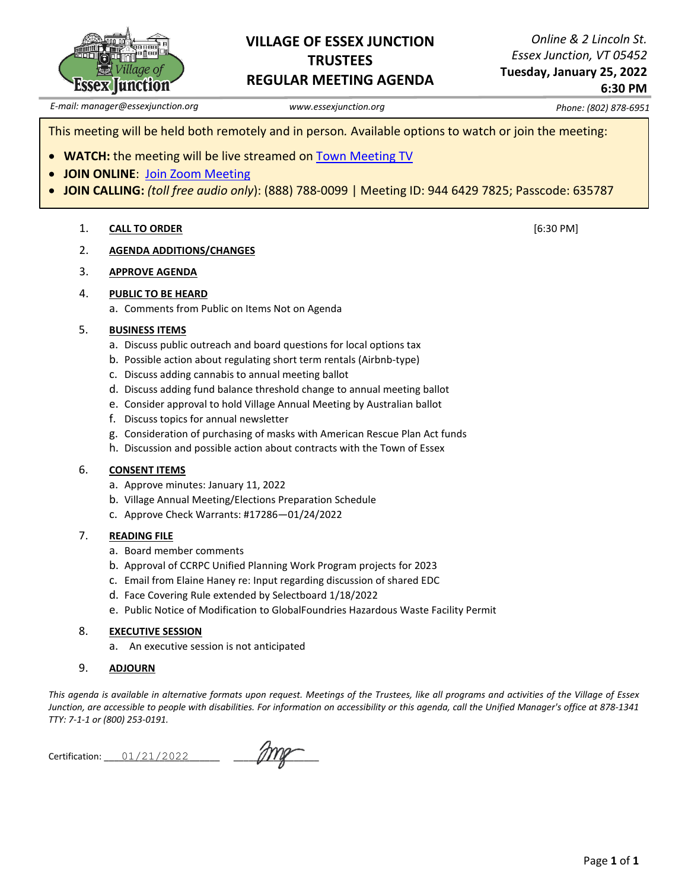# VILLAGE OF ESSEX JUNCTION TRUSTEES REGULAR MEETING AGENDA

*Online & 2 Lincoln St.*
*Essex Junction, VT 05452*
**Tuesday, January 25, 2022**
**6:30 PM**

*E-mail: manager@essexjunction.org* | *www.essexjunction.org* | *Phone: (802) 878-6951*

This meeting will be held both remotely and in person. Available options to watch or join the meeting:

- **WATCH:** the meeting will be live streamed on Town Meeting TV
- **JOIN ONLINE**: Join Zoom Meeting
- **JOIN CALLING:** *(toll free audio only)*: (888) 788-0099 | Meeting ID: 944 6429 7825; Passcode: 635787

1. **CALL TO ORDER** [6:30 PM]
2. **AGENDA ADDITIONS/CHANGES**
3. **APPROVE AGENDA**
4. **PUBLIC TO BE HEARD**
   a. Comments from Public on Items Not on Agenda
5. **BUSINESS ITEMS**
   a. Discuss public outreach and board questions for local options tax
   b. Possible action about regulating short term rentals (Airbnb-type)
   c. Discuss adding cannabis to annual meeting ballot
   d. Discuss adding fund balance threshold change to annual meeting ballot
   e. Consider approval to hold Village Annual Meeting by Australian ballot
   f. Discuss topics for annual newsletter
   g. Consideration of purchasing of masks with American Rescue Plan Act funds
   h. Discussion and possible action about contracts with the Town of Essex
6. **CONSENT ITEMS**
   a. Approve minutes: January 11, 2022
   b. Village Annual Meeting/Elections Preparation Schedule
   c. Approve Check Warrants: #17286—01/24/2022
7. **READING FILE**
   a. Board member comments
   b. Approval of CCRPC Unified Planning Work Program projects for 2023
   c. Email from Elaine Haney re: Input regarding discussion of shared EDC
   d. Face Covering Rule extended by Selectboard 1/18/2022
   e. Public Notice of Modification to GlobalFoundries Hazardous Waste Facility Permit
8. **EXECUTIVE SESSION**
   a. An executive session is not anticipated
9. **ADJOURN**

*This agenda is available in alternative formats upon request. Meetings of the Trustees, like all programs and activities of the Village of Essex Junction, are accessible to people with disabilities. For information on accessibility or this agenda, call the Unified Manager's office at 878-1341 TTY: 7-1-1 or (800) 253-0191.*

Certification: 01/21/2022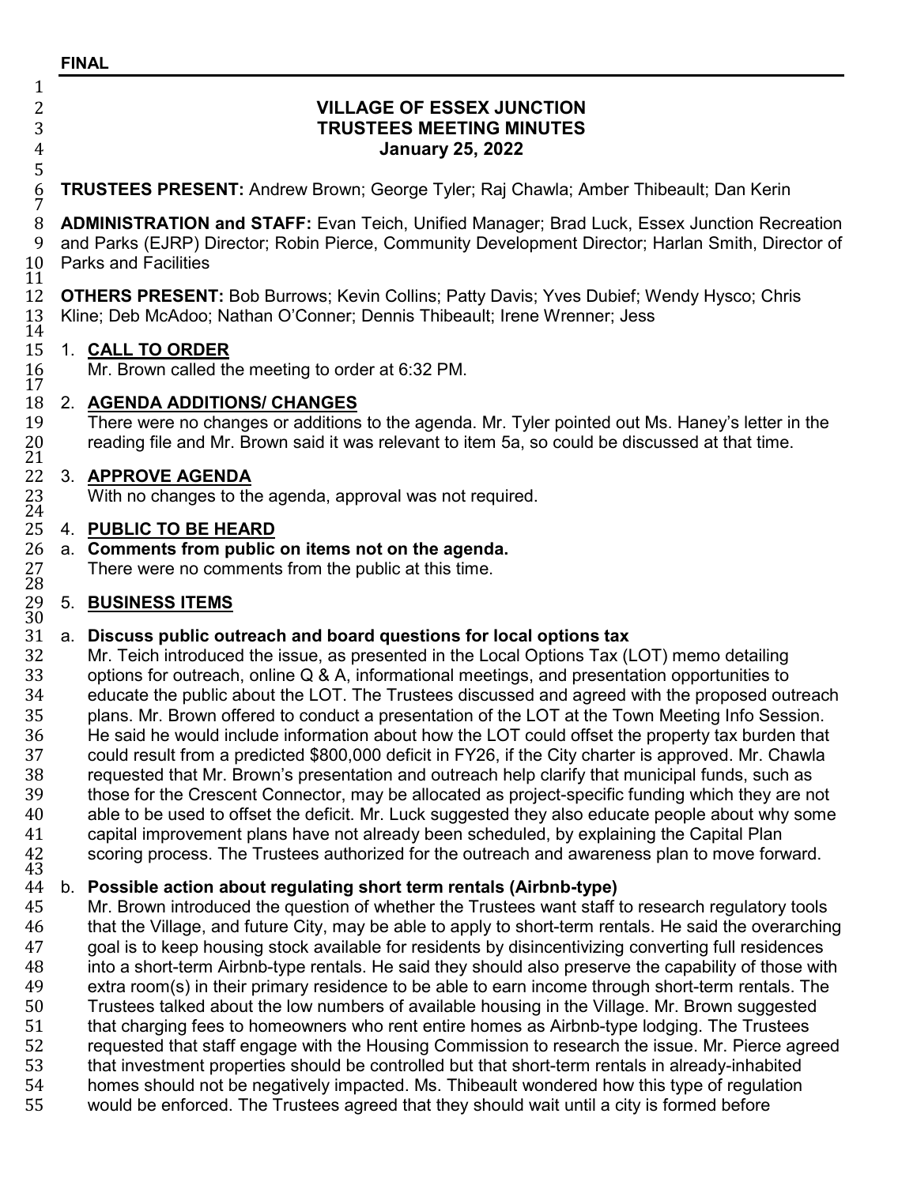**FINAL**

# VILLAGE OF ESSEX JUNCTION
## TRUSTEES MEETING MINUTES
### January 25, 2022

**TRUSTEES PRESENT:** Andrew Brown; George Tyler; Raj Chawla; Amber Thibeault; Dan Kerin

**ADMINISTRATION and STAFF:** Evan Teich, Unified Manager; Brad Luck, Essex Junction Recreation and Parks (EJRP) Director; Robin Pierce, Community Development Director; Harlan Smith, Director of Parks and Facilities

**OTHERS PRESENT:** Bob Burrows; Kevin Collins; Patty Davis; Yves Dubief; Wendy Hysco; Chris Kline; Deb McAdoo; Nathan O'Conner; Dennis Thibeault; Irene Wrenner; Jess

1. **CALL TO ORDER**
   Mr. Brown called the meeting to order at 6:32 PM.

2. **AGENDA ADDITIONS/ CHANGES**
   There were no changes or additions to the agenda. Mr. Tyler pointed out Ms. Haney's letter in the reading file and Mr. Brown said it was relevant to item 5a, so could be discussed at that time.

3. **APPROVE AGENDA**
   With no changes to the agenda, approval was not required.

4. **PUBLIC TO BE HEARD**
   a. **Comments from public on items not on the agenda.**
   There were no comments from the public at this time.

5. **BUSINESS ITEMS**

   a. **Discuss public outreach and board questions for local options tax**
   Mr. Teich introduced the issue, as presented in the Local Options Tax (LOT) memo detailing options for outreach, online Q & A, informational meetings, and presentation opportunities to educate the public about the LOT. The Trustees discussed and agreed with the proposed outreach plans. Mr. Brown offered to conduct a presentation of the LOT at the Town Meeting Info Session. He said he would include information about how the LOT could offset the property tax burden that could result from a predicted $800,000 deficit in FY26, if the City charter is approved. Mr. Chawla requested that Mr. Brown's presentation and outreach help clarify that municipal funds, such as those for the Crescent Connector, may be allocated as project-specific funding which they are not able to be used to offset the deficit. Mr. Luck suggested they also educate people about why some capital improvement plans have not already been scheduled, by explaining the Capital Plan scoring process. The Trustees authorized for the outreach and awareness plan to move forward.

   b. **Possible action about regulating short term rentals (Airbnb-type)**
   Mr. Brown introduced the question of whether the Trustees want staff to research regulatory tools that the Village, and future City, may be able to apply to short-term rentals. He said the overarching goal is to keep housing stock available for residents by disincentivizing converting full residences into a short-term Airbnb-type rentals. He said they should also preserve the capability of those with extra room(s) in their primary residence to be able to earn income through short-term rentals. The Trustees talked about the low numbers of available housing in the Village. Mr. Brown suggested that charging fees to homeowners who rent entire homes as Airbnb-type lodging. The Trustees requested that staff engage with the Housing Commission to research the issue. Mr. Pierce agreed that investment properties should be controlled but that short-term rentals in already-inhabited homes should not be negatively impacted. Ms. Thibeault wondered how this type of regulation would be enforced. The Trustees agreed that they should wait until a city is formed before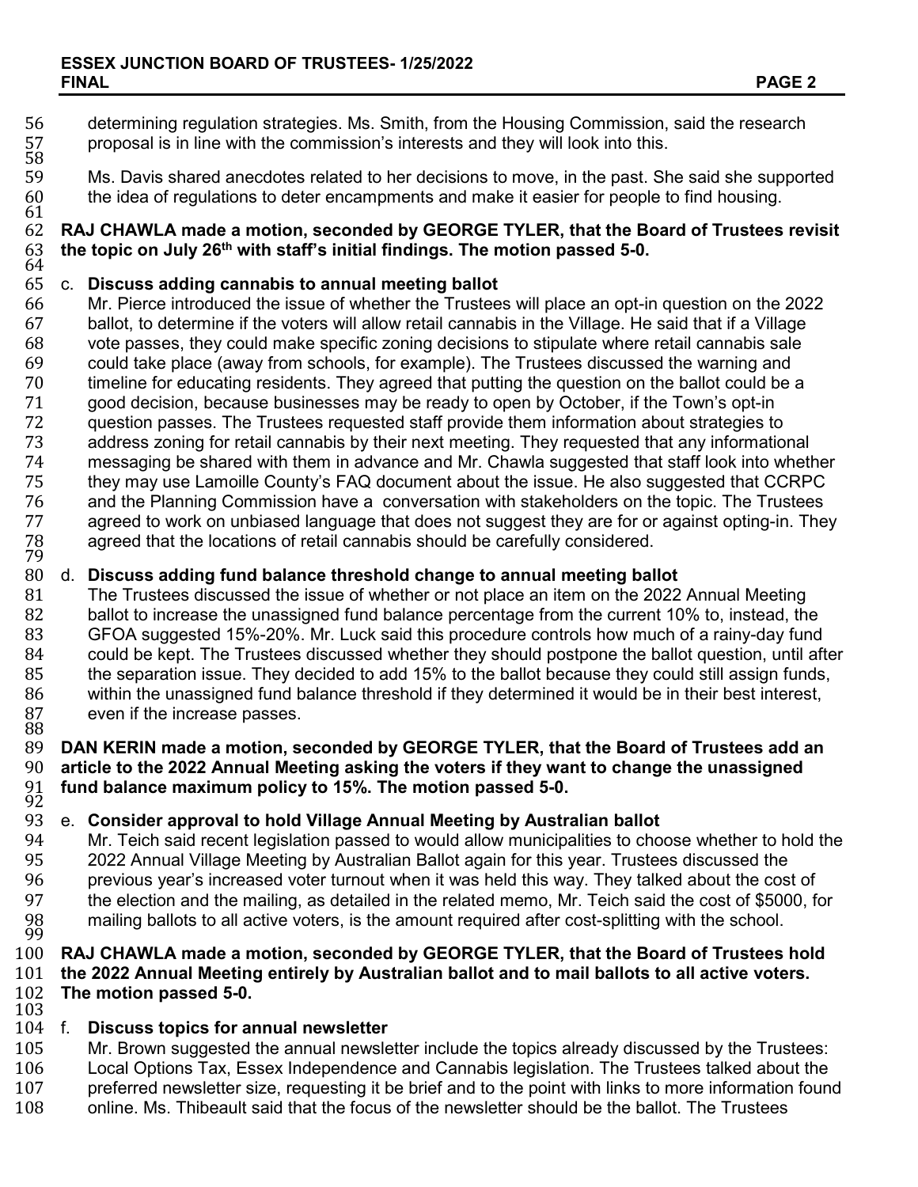determining regulation strategies. Ms. Smith, from the Housing Commission, said the research proposal is in line with the commission's interests and they will look into this.

Ms. Davis shared anecdotes related to her decisions to move, in the past. She said she supported the idea of regulations to deter encampments and make it easier for people to find housing.

**RAJ CHAWLA made a motion, seconded by GEORGE TYLER, that the Board of Trustees revisit the topic on July 26th with staff's initial findings. The motion passed 5-0.**

c. **Discuss adding cannabis to annual meeting ballot**

Mr. Pierce introduced the issue of whether the Trustees will place an opt-in question on the 2022 ballot, to determine if the voters will allow retail cannabis in the Village. He said that if a Village vote passes, they could make specific zoning decisions to stipulate where retail cannabis sale could take place (away from schools, for example). The Trustees discussed the warning and timeline for educating residents. They agreed that putting the question on the ballot could be a good decision, because businesses may be ready to open by October, if the Town's opt-in question passes. The Trustees requested staff provide them information about strategies to address zoning for retail cannabis by their next meeting. They requested that any informational messaging be shared with them in advance and Mr. Chawla suggested that staff look into whether they may use Lamoille County's FAQ document about the issue. He also suggested that CCRPC and the Planning Commission have a conversation with stakeholders on the topic. The Trustees agreed to work on unbiased language that does not suggest they are for or against opting-in. They agreed that the locations of retail cannabis should be carefully considered.

d. **Discuss adding fund balance threshold change to annual meeting ballot**

The Trustees discussed the issue of whether or not place an item on the 2022 Annual Meeting ballot to increase the unassigned fund balance percentage from the current 10% to, instead, the GFOA suggested 15%-20%. Mr. Luck said this procedure controls how much of a rainy-day fund could be kept. The Trustees discussed whether they should postpone the ballot question, until after the separation issue. They decided to add 15% to the ballot because they could still assign funds, within the unassigned fund balance threshold if they determined it would be in their best interest, even if the increase passes.

**DAN KERIN made a motion, seconded by GEORGE TYLER, that the Board of Trustees add an article to the 2022 Annual Meeting asking the voters if they want to change the unassigned fund balance maximum policy to 15%. The motion passed 5-0.**

e. **Consider approval to hold Village Annual Meeting by Australian ballot**

Mr. Teich said recent legislation passed to would allow municipalities to choose whether to hold the 2022 Annual Village Meeting by Australian Ballot again for this year. Trustees discussed the previous year's increased voter turnout when it was held this way. They talked about the cost of the election and the mailing, as detailed in the related memo, Mr. Teich said the cost of $5000, for mailing ballots to all active voters, is the amount required after cost-splitting with the school.

**RAJ CHAWLA made a motion, seconded by GEORGE TYLER, that the Board of Trustees hold the 2022 Annual Meeting entirely by Australian ballot and to mail ballots to all active voters. The motion passed 5-0.**

f. **Discuss topics for annual newsletter**

Mr. Brown suggested the annual newsletter include the topics already discussed by the Trustees: Local Options Tax, Essex Independence and Cannabis legislation. The Trustees talked about the preferred newsletter size, requesting it be brief and to the point with links to more information found online. Ms. Thibeault said that the focus of the newsletter should be the ballot. The Trustees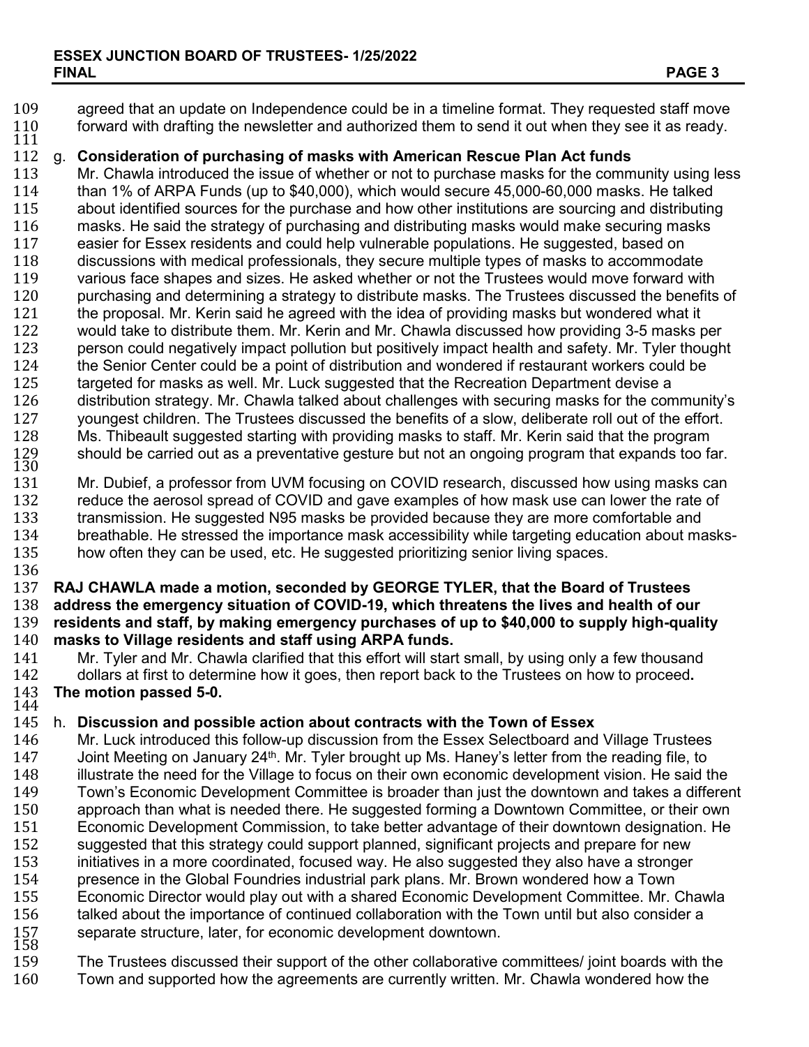agreed that an update on Independence could be in a timeline format. They requested staff move forward with drafting the newsletter and authorized them to send it out when they see it as ready.

g. **Consideration of purchasing of masks with American Rescue Plan Act funds**

Mr. Chawla introduced the issue of whether or not to purchase masks for the community using less than 1% of ARPA Funds (up to $40,000), which would secure 45,000-60,000 masks. He talked about identified sources for the purchase and how other institutions are sourcing and distributing masks. He said the strategy of purchasing and distributing masks would make securing masks easier for Essex residents and could help vulnerable populations. He suggested, based on discussions with medical professionals, they secure multiple types of masks to accommodate various face shapes and sizes. He asked whether or not the Trustees would move forward with purchasing and determining a strategy to distribute masks. The Trustees discussed the benefits of the proposal. Mr. Kerin said he agreed with the idea of providing masks but wondered what it would take to distribute them. Mr. Kerin and Mr. Chawla discussed how providing 3-5 masks per person could negatively impact pollution but positively impact health and safety. Mr. Tyler thought the Senior Center could be a point of distribution and wondered if restaurant workers could be targeted for masks as well. Mr. Luck suggested that the Recreation Department devise a distribution strategy. Mr. Chawla talked about challenges with securing masks for the community's youngest children. The Trustees discussed the benefits of a slow, deliberate roll out of the effort. Ms. Thibeault suggested starting with providing masks to staff. Mr. Kerin said that the program should be carried out as a preventative gesture but not an ongoing program that expands too far.

Mr. Dubief, a professor from UVM focusing on COVID research, discussed how using masks can reduce the aerosol spread of COVID and gave examples of how mask use can lower the rate of transmission. He suggested N95 masks be provided because they are more comfortable and breathable. He stressed the importance mask accessibility while targeting education about masks- how often they can be used, etc. He suggested prioritizing senior living spaces.

**RAJ CHAWLA made a motion, seconded by GEORGE TYLER, that the Board of Trustees address the emergency situation of COVID-19, which threatens the lives and health of our residents and staff, by making emergency purchases of up to $40,000 to supply high-quality masks to Village residents and staff using ARPA funds.**

Mr. Tyler and Mr. Chawla clarified that this effort will start small, by using only a few thousand dollars at first to determine how it goes, then report back to the Trustees on how to proceed**.**

**The motion passed 5-0.**

h. **Discussion and possible action about contracts with the Town of Essex**

Mr. Luck introduced this follow-up discussion from the Essex Selectboard and Village Trustees Joint Meeting on January 24th. Mr. Tyler brought up Ms. Haney's letter from the reading file, to illustrate the need for the Village to focus on their own economic development vision. He said the Town's Economic Development Committee is broader than just the downtown and takes a different approach than what is needed there. He suggested forming a Downtown Committee, or their own Economic Development Commission, to take better advantage of their downtown designation. He suggested that this strategy could support planned, significant projects and prepare for new initiatives in a more coordinated, focused way. He also suggested they also have a stronger presence in the Global Foundries industrial park plans. Mr. Brown wondered how a Town Economic Director would play out with a shared Economic Development Committee. Mr. Chawla talked about the importance of continued collaboration with the Town until but also consider a separate structure, later, for economic development downtown.

The Trustees discussed their support of the other collaborative committees/ joint boards with the Town and supported how the agreements are currently written. Mr. Chawla wondered how the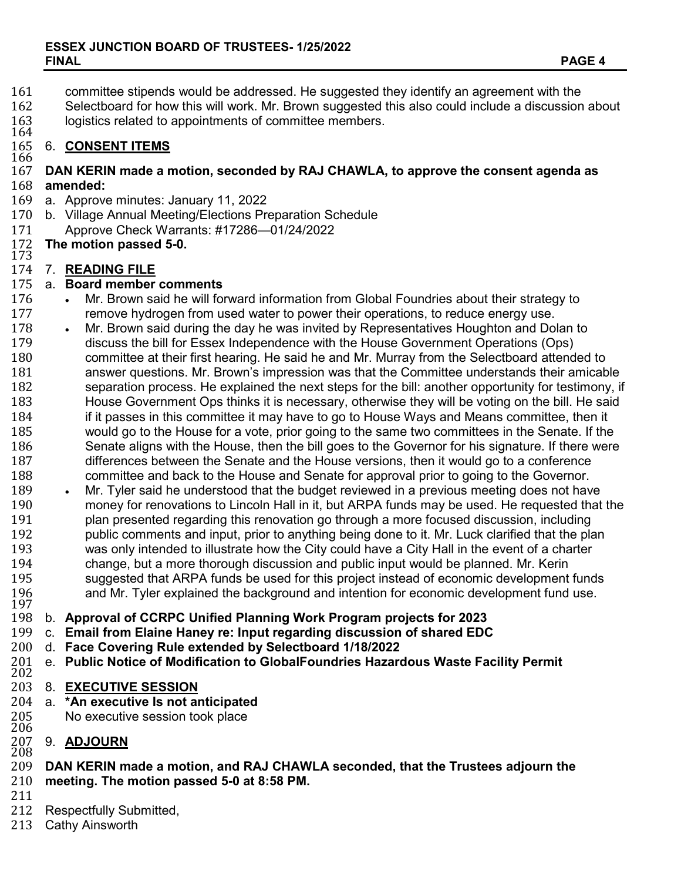committee stipends would be addressed. He suggested they identify an agreement with the Selectboard for how this will work. Mr. Brown suggested this also could include a discussion about logistics related to appointments of committee members.

## 6. CONSENT ITEMS

**DAN KERIN made a motion, seconded by RAJ CHAWLA, to approve the consent agenda as amended:**

a. Approve minutes: January 11, 2022
b. Village Annual Meeting/Elections Preparation Schedule
   Approve Check Warrants: #17286—01/24/2022

**The motion passed 5-0.**

## 7. READING FILE

a. **Board member comments**

- Mr. Brown said he will forward information from Global Foundries about their strategy to remove hydrogen from used water to power their operations, to reduce energy use.
- Mr. Brown said during the day he was invited by Representatives Houghton and Dolan to discuss the bill for Essex Independence with the House Government Operations (Ops) committee at their first hearing. He said he and Mr. Murray from the Selectboard attended to answer questions. Mr. Brown's impression was that the Committee understands their amicable separation process. He explained the next steps for the bill: another opportunity for testimony, if House Government Ops thinks it is necessary, otherwise they will be voting on the bill. He said if it passes in this committee it may have to go to House Ways and Means committee, then it would go to the House for a vote, prior going to the same two committees in the Senate. If the Senate aligns with the House, then the bill goes to the Governor for his signature. If there were differences between the Senate and the House versions, then it would go to a conference committee and back to the House and Senate for approval prior to going to the Governor.
- Mr. Tyler said he understood that the budget reviewed in a previous meeting does not have money for renovations to Lincoln Hall in it, but ARPA funds may be used. He requested that the plan presented regarding this renovation go through a more focused discussion, including public comments and input, prior to anything being done to it. Mr. Luck clarified that the plan was only intended to illustrate how the City could have a City Hall in the event of a charter change, but a more thorough discussion and public input would be planned. Mr. Kerin suggested that ARPA funds be used for this project instead of economic development funds and Mr. Tyler explained the background and intention for economic development fund use.

b. **Approval of CCRPC Unified Planning Work Program projects for 2023**
c. **Email from Elaine Haney re: Input regarding discussion of shared EDC**
d. **Face Covering Rule extended by Selectboard 1/18/2022**
e. **Public Notice of Modification to GlobalFoundries Hazardous Waste Facility Permit**

## 8. EXECUTIVE SESSION

a. **\*An executive Is not anticipated**
   No executive session took place

## 9. ADJOURN

**DAN KERIN made a motion, and RAJ CHAWLA seconded, that the Trustees adjourn the meeting. The motion passed 5-0 at 8:58 PM.**

Respectfully Submitted,
Cathy Ainsworth